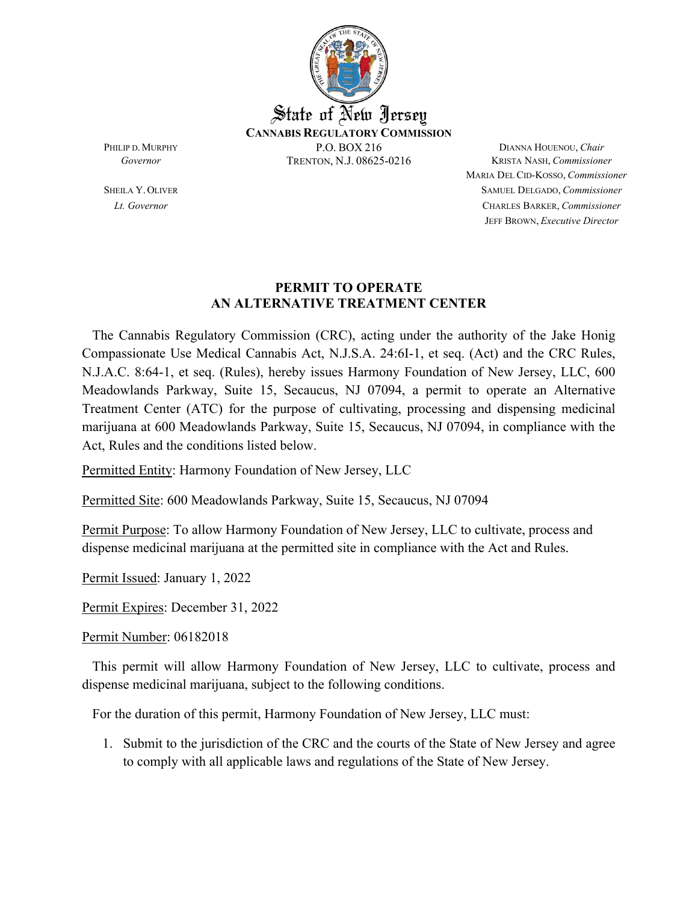**State of New Jersey**
**CANNABIS REGULATORY COMMISSION**
P.O. BOX 216
TRENTON, N.J. 08625-0216

PHILIP D. MURPHY
*Governor*

SHEILA Y. OLIVER
*Lt. Governor*

DIANNA HOUENOU, *Chair*
KRISTA NASH, *Commissioner*
MARIA DEL CID-KOSSO, *Commissioner*
SAMUEL DELGADO, *Commissioner*
CHARLES BARKER, *Commissioner*
JEFF BROWN, *Executive Director*

## PERMIT TO OPERATE AN ALTERNATIVE TREATMENT CENTER

The Cannabis Regulatory Commission (CRC), acting under the authority of the Jake Honig Compassionate Use Medical Cannabis Act, N.J.S.A. 24:6I-1, et seq. (Act) and the CRC Rules, N.J.A.C. 8:64-1, et seq. (Rules), hereby issues Harmony Foundation of New Jersey, LLC, 600 Meadowlands Parkway, Suite 15, Secaucus, NJ 07094, a permit to operate an Alternative Treatment Center (ATC) for the purpose of cultivating, processing and dispensing medicinal marijuana at 600 Meadowlands Parkway, Suite 15, Secaucus, NJ 07094, in compliance with the Act, Rules and the conditions listed below.

Permitted Entity: Harmony Foundation of New Jersey, LLC

Permitted Site: 600 Meadowlands Parkway, Suite 15, Secaucus, NJ 07094

Permit Purpose: To allow Harmony Foundation of New Jersey, LLC to cultivate, process and dispense medicinal marijuana at the permitted site in compliance with the Act and Rules.

Permit Issued: January 1, 2022

Permit Expires: December 31, 2022

Permit Number: 06182018

This permit will allow Harmony Foundation of New Jersey, LLC to cultivate, process and dispense medicinal marijuana, subject to the following conditions.

For the duration of this permit, Harmony Foundation of New Jersey, LLC must:

1. Submit to the jurisdiction of the CRC and the courts of the State of New Jersey and agree to comply with all applicable laws and regulations of the State of New Jersey.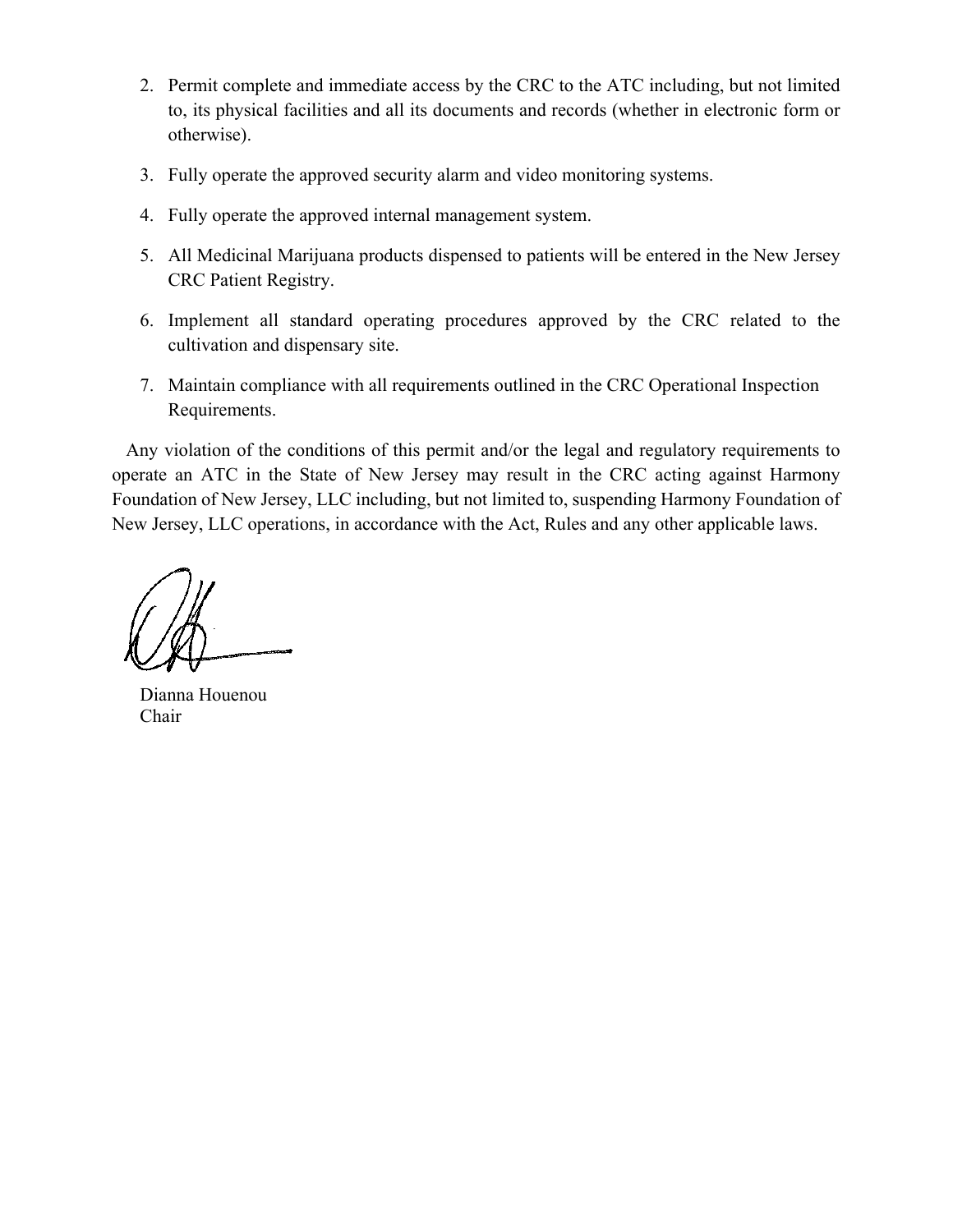2. Permit complete and immediate access by the CRC to the ATC including, but not limited to, its physical facilities and all its documents and records (whether in electronic form or otherwise).

3. Fully operate the approved security alarm and video monitoring systems.

4. Fully operate the approved internal management system.

5. All Medicinal Marijuana products dispensed to patients will be entered in the New Jersey CRC Patient Registry.

6. Implement all standard operating procedures approved by the CRC related to the cultivation and dispensary site.

7. Maintain compliance with all requirements outlined in the CRC Operational Inspection Requirements.

Any violation of the conditions of this permit and/or the legal and regulatory requirements to operate an ATC in the State of New Jersey may result in the CRC acting against Harmony Foundation of New Jersey, LLC including, but not limited to, suspending Harmony Foundation of New Jersey, LLC operations, in accordance with the Act, Rules and any other applicable laws.

Dianna Houenou
Chair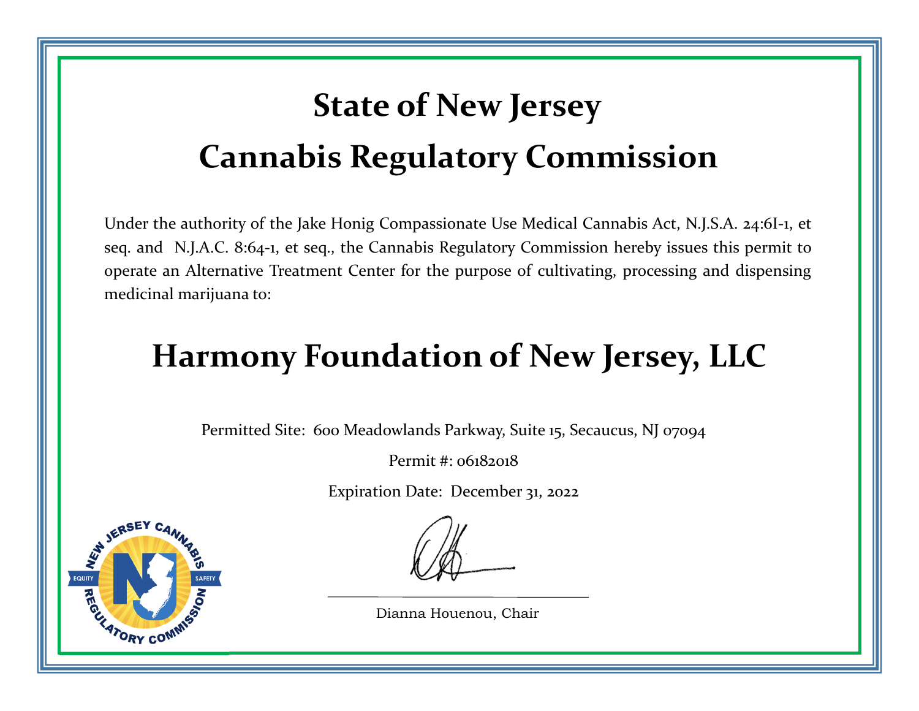# State of New Jersey

# Cannabis Regulatory Commission

Under the authority of the Jake Honig Compassionate Use Medical Cannabis Act, N.J.S.A. 24:6I-1, et seq. and N.J.A.C. 8:64-1, et seq., the Cannabis Regulatory Commission hereby issues this permit to operate an Alternative Treatment Center for the purpose of cultivating, processing and dispensing medicinal marijuana to:

## Harmony Foundation of New Jersey, LLC

Permitted Site: 600 Meadowlands Parkway, Suite 15, Secaucus, NJ 07094

Permit #: 06182018

Expiration Date: December 31, 2022

Dianna Houenou, Chair